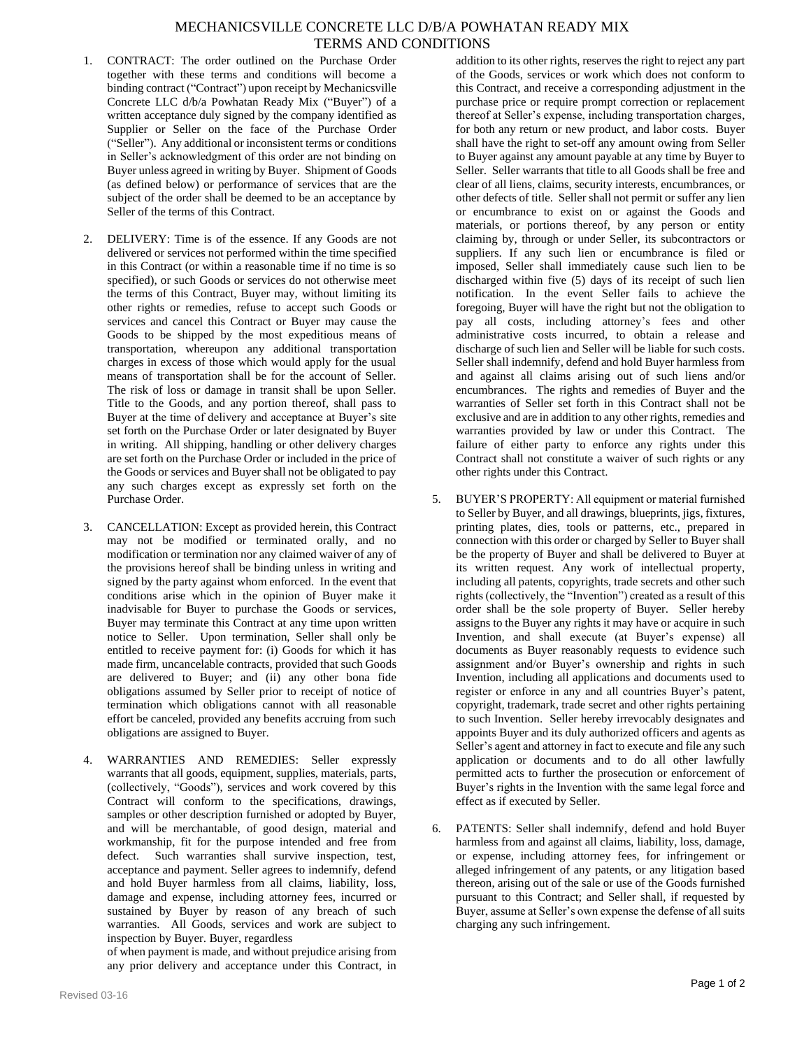# MECHANICSVILLE CONCRETE LLC D/B/A POWHATAN READY MIX
## TERMS AND CONDITIONS

1. CONTRACT: The order outlined on the Purchase Order together with these terms and conditions will become a binding contract ("Contract") upon receipt by Mechanicsville Concrete LLC d/b/a Powhatan Ready Mix ("Buyer") of a written acceptance duly signed by the company identified as Supplier or Seller on the face of the Purchase Order ("Seller"). Any additional or inconsistent terms or conditions in Seller's acknowledgment of this order are not binding on Buyer unless agreed in writing by Buyer. Shipment of Goods (as defined below) or performance of services that are the subject of the order shall be deemed to be an acceptance by Seller of the terms of this Contract.

2. DELIVERY: Time is of the essence. If any Goods are not delivered or services not performed within the time specified in this Contract (or within a reasonable time if no time is so specified), or such Goods or services do not otherwise meet the terms of this Contract, Buyer may, without limiting its other rights or remedies, refuse to accept such Goods or services and cancel this Contract or Buyer may cause the Goods to be shipped by the most expeditious means of transportation, whereupon any additional transportation charges in excess of those which would apply for the usual means of transportation shall be for the account of Seller. The risk of loss or damage in transit shall be upon Seller. Title to the Goods, and any portion thereof, shall pass to Buyer at the time of delivery and acceptance at Buyer's site set forth on the Purchase Order or later designated by Buyer in writing. All shipping, handling or other delivery charges are set forth on the Purchase Order or included in the price of the Goods or services and Buyer shall not be obligated to pay any such charges except as expressly set forth on the Purchase Order.

3. CANCELLATION: Except as provided herein, this Contract may not be modified or terminated orally, and no modification or termination nor any claimed waiver of any of the provisions hereof shall be binding unless in writing and signed by the party against whom enforced. In the event that conditions arise which in the opinion of Buyer make it inadvisable for Buyer to purchase the Goods or services, Buyer may terminate this Contract at any time upon written notice to Seller. Upon termination, Seller shall only be entitled to receive payment for: (i) Goods for which it has made firm, uncancelable contracts, provided that such Goods are delivered to Buyer; and (ii) any other bona fide obligations assumed by Seller prior to receipt of notice of termination which obligations cannot with all reasonable effort be canceled, provided any benefits accruing from such obligations are assigned to Buyer.

4. WARRANTIES AND REMEDIES: Seller expressly warrants that all goods, equipment, supplies, materials, parts, (collectively, "Goods"), services and work covered by this Contract will conform to the specifications, drawings, samples or other description furnished or adopted by Buyer, and will be merchantable, of good design, material and workmanship, fit for the purpose intended and free from defect. Such warranties shall survive inspection, test, acceptance and payment. Seller agrees to indemnify, defend and hold Buyer harmless from all claims, liability, loss, damage and expense, including attorney fees, incurred or sustained by Buyer by reason of any breach of such warranties. All Goods, services and work are subject to inspection by Buyer. Buyer, regardless of when payment is made, and without prejudice arising from any prior delivery and acceptance under this Contract, in addition to its other rights, reserves the right to reject any part of the Goods, services or work which does not conform to this Contract, and receive a corresponding adjustment in the purchase price or require prompt correction or replacement thereof at Seller's expense, including transportation charges, for both any return or new product, and labor costs. Buyer shall have the right to set-off any amount owing from Seller to Buyer against any amount payable at any time by Buyer to Seller. Seller warrants that title to all Goods shall be free and clear of all liens, claims, security interests, encumbrances, or other defects of title. Seller shall not permit or suffer any lien or encumbrance to exist on or against the Goods and materials, or portions thereof, by any person or entity claiming by, through or under Seller, its subcontractors or suppliers. If any such lien or encumbrance is filed or imposed, Seller shall immediately cause such lien to be discharged within five (5) days of its receipt of such lien notification. In the event Seller fails to achieve the foregoing, Buyer will have the right but not the obligation to pay all costs, including attorney's fees and other administrative costs incurred, to obtain a release and discharge of such lien and Seller will be liable for such costs. Seller shall indemnify, defend and hold Buyer harmless from and against all claims arising out of such liens and/or encumbrances. The rights and remedies of Buyer and the warranties of Seller set forth in this Contract shall not be exclusive and are in addition to any other rights, remedies and warranties provided by law or under this Contract. The failure of either party to enforce any rights under this Contract shall not constitute a waiver of such rights or any other rights under this Contract.

5. BUYER'S PROPERTY: All equipment or material furnished to Seller by Buyer, and all drawings, blueprints, jigs, fixtures, printing plates, dies, tools or patterns, etc., prepared in connection with this order or charged by Seller to Buyer shall be the property of Buyer and shall be delivered to Buyer at its written request. Any work of intellectual property, including all patents, copyrights, trade secrets and other such rights (collectively, the "Invention") created as a result of this order shall be the sole property of Buyer. Seller hereby assigns to the Buyer any rights it may have or acquire in such Invention, and shall execute (at Buyer's expense) all documents as Buyer reasonably requests to evidence such assignment and/or Buyer's ownership and rights in such Invention, including all applications and documents used to register or enforce in any and all countries Buyer's patent, copyright, trademark, trade secret and other rights pertaining to such Invention. Seller hereby irrevocably designates and appoints Buyer and its duly authorized officers and agents as Seller's agent and attorney in fact to execute and file any such application or documents and to do all other lawfully permitted acts to further the prosecution or enforcement of Buyer's rights in the Invention with the same legal force and effect as if executed by Seller.

6. PATENTS: Seller shall indemnify, defend and hold Buyer harmless from and against all claims, liability, loss, damage, or expense, including attorney fees, for infringement or alleged infringement of any patents, or any litigation based thereon, arising out of the sale or use of the Goods furnished pursuant to this Contract; and Seller shall, if requested by Buyer, assume at Seller's own expense the defense of all suits charging any such infringement.

Revised 03-16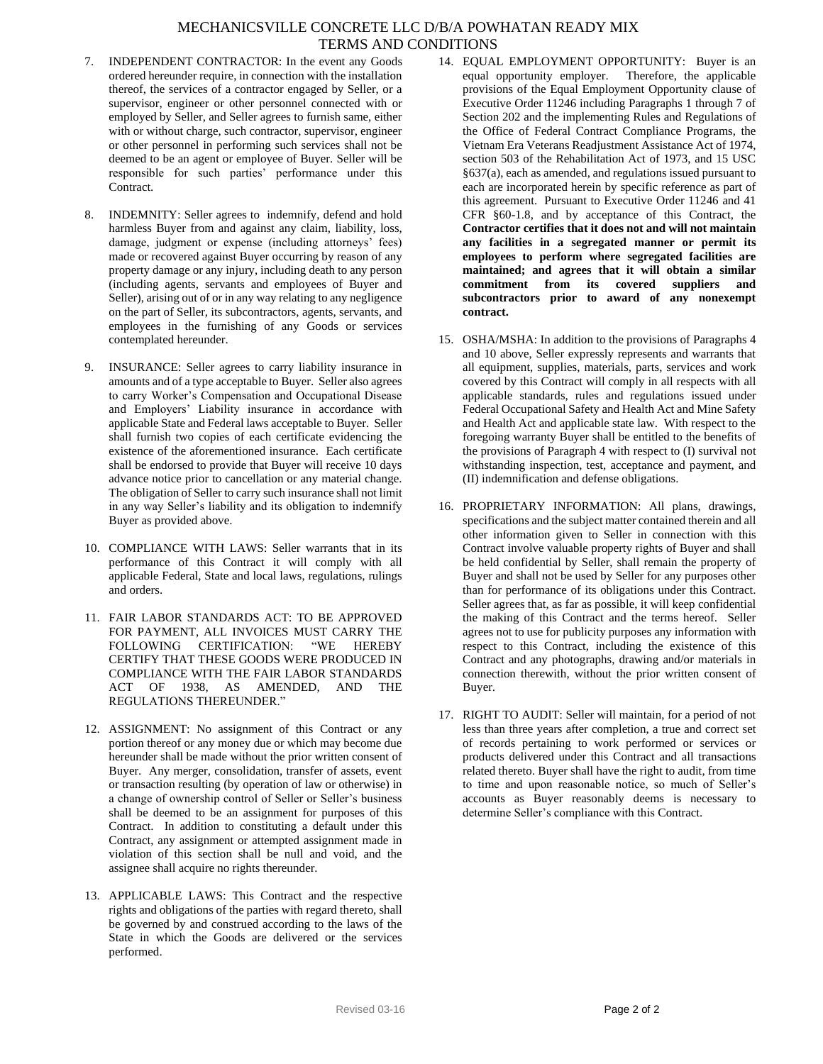# MECHANICSVILLE CONCRETE LLC D/B/A POWHATAN READY MIX
## TERMS AND CONDITIONS

7. INDEPENDENT CONTRACTOR: In the event any Goods ordered hereunder require, in connection with the installation thereof, the services of a contractor engaged by Seller, or a supervisor, engineer or other personnel connected with or employed by Seller, and Seller agrees to furnish same, either with or without charge, such contractor, supervisor, engineer or other personnel in performing such services shall not be deemed to be an agent or employee of Buyer. Seller will be responsible for such parties' performance under this Contract.

8. INDEMNITY: Seller agrees to indemnify, defend and hold harmless Buyer from and against any claim, liability, loss, damage, judgment or expense (including attorneys' fees) made or recovered against Buyer occurring by reason of any property damage or any injury, including death to any person (including agents, servants and employees of Buyer and Seller), arising out of or in any way relating to any negligence on the part of Seller, its subcontractors, agents, servants, and employees in the furnishing of any Goods or services contemplated hereunder.

9. INSURANCE: Seller agrees to carry liability insurance in amounts and of a type acceptable to Buyer. Seller also agrees to carry Worker's Compensation and Occupational Disease and Employers' Liability insurance in accordance with applicable State and Federal laws acceptable to Buyer. Seller shall furnish two copies of each certificate evidencing the existence of the aforementioned insurance. Each certificate shall be endorsed to provide that Buyer will receive 10 days advance notice prior to cancellation or any material change. The obligation of Seller to carry such insurance shall not limit in any way Seller's liability and its obligation to indemnify Buyer as provided above.

10. COMPLIANCE WITH LAWS: Seller warrants that in its performance of this Contract it will comply with all applicable Federal, State and local laws, regulations, rulings and orders.

11. FAIR LABOR STANDARDS ACT: TO BE APPROVED FOR PAYMENT, ALL INVOICES MUST CARRY THE FOLLOWING CERTIFICATION: "WE HEREBY CERTIFY THAT THESE GOODS WERE PRODUCED IN COMPLIANCE WITH THE FAIR LABOR STANDARDS ACT OF 1938, AS AMENDED, AND THE REGULATIONS THEREUNDER."

12. ASSIGNMENT: No assignment of this Contract or any portion thereof or any money due or which may become due hereunder shall be made without the prior written consent of Buyer. Any merger, consolidation, transfer of assets, event or transaction resulting (by operation of law or otherwise) in a change of ownership control of Seller or Seller's business shall be deemed to be an assignment for purposes of this Contract. In addition to constituting a default under this Contract, any assignment or attempted assignment made in violation of this section shall be null and void, and the assignee shall acquire no rights thereunder.

13. APPLICABLE LAWS: This Contract and the respective rights and obligations of the parties with regard thereto, shall be governed by and construed according to the laws of the State in which the Goods are delivered or the services performed.

14. EQUAL EMPLOYMENT OPPORTUNITY: Buyer is an equal opportunity employer. Therefore, the applicable provisions of the Equal Employment Opportunity clause of Executive Order 11246 including Paragraphs 1 through 7 of Section 202 and the implementing Rules and Regulations of the Office of Federal Contract Compliance Programs, the Vietnam Era Veterans Readjustment Assistance Act of 1974, section 503 of the Rehabilitation Act of 1973, and 15 USC §637(a), each as amended, and regulations issued pursuant to each are incorporated herein by specific reference as part of this agreement. Pursuant to Executive Order 11246 and 41 CFR §60-1.8, and by acceptance of this Contract, the **Contractor certifies that it does not and will not maintain any facilities in a segregated manner or permit its employees to perform where segregated facilities are maintained; and agrees that it will obtain a similar commitment from its covered suppliers and subcontractors prior to award of any nonexempt contract.**

15. OSHA/MSHA: In addition to the provisions of Paragraphs 4 and 10 above, Seller expressly represents and warrants that all equipment, supplies, materials, parts, services and work covered by this Contract will comply in all respects with all applicable standards, rules and regulations issued under Federal Occupational Safety and Health Act and Mine Safety and Health Act and applicable state law. With respect to the foregoing warranty Buyer shall be entitled to the benefits of the provisions of Paragraph 4 with respect to (I) survival not withstanding inspection, test, acceptance and payment, and (II) indemnification and defense obligations.

16. PROPRIETARY INFORMATION: All plans, drawings, specifications and the subject matter contained therein and all other information given to Seller in connection with this Contract involve valuable property rights of Buyer and shall be held confidential by Seller, shall remain the property of Buyer and shall not be used by Seller for any purposes other than for performance of its obligations under this Contract. Seller agrees that, as far as possible, it will keep confidential the making of this Contract and the terms hereof. Seller agrees not to use for publicity purposes any information with respect to this Contract, including the existence of this Contract and any photographs, drawing and/or materials in connection therewith, without the prior written consent of Buyer.

17. RIGHT TO AUDIT: Seller will maintain, for a period of not less than three years after completion, a true and correct set of records pertaining to work performed or services or products delivered under this Contract and all transactions related thereto. Buyer shall have the right to audit, from time to time and upon reasonable notice, so much of Seller's accounts as Buyer reasonably deems is necessary to determine Seller's compliance with this Contract.

Revised 03-16